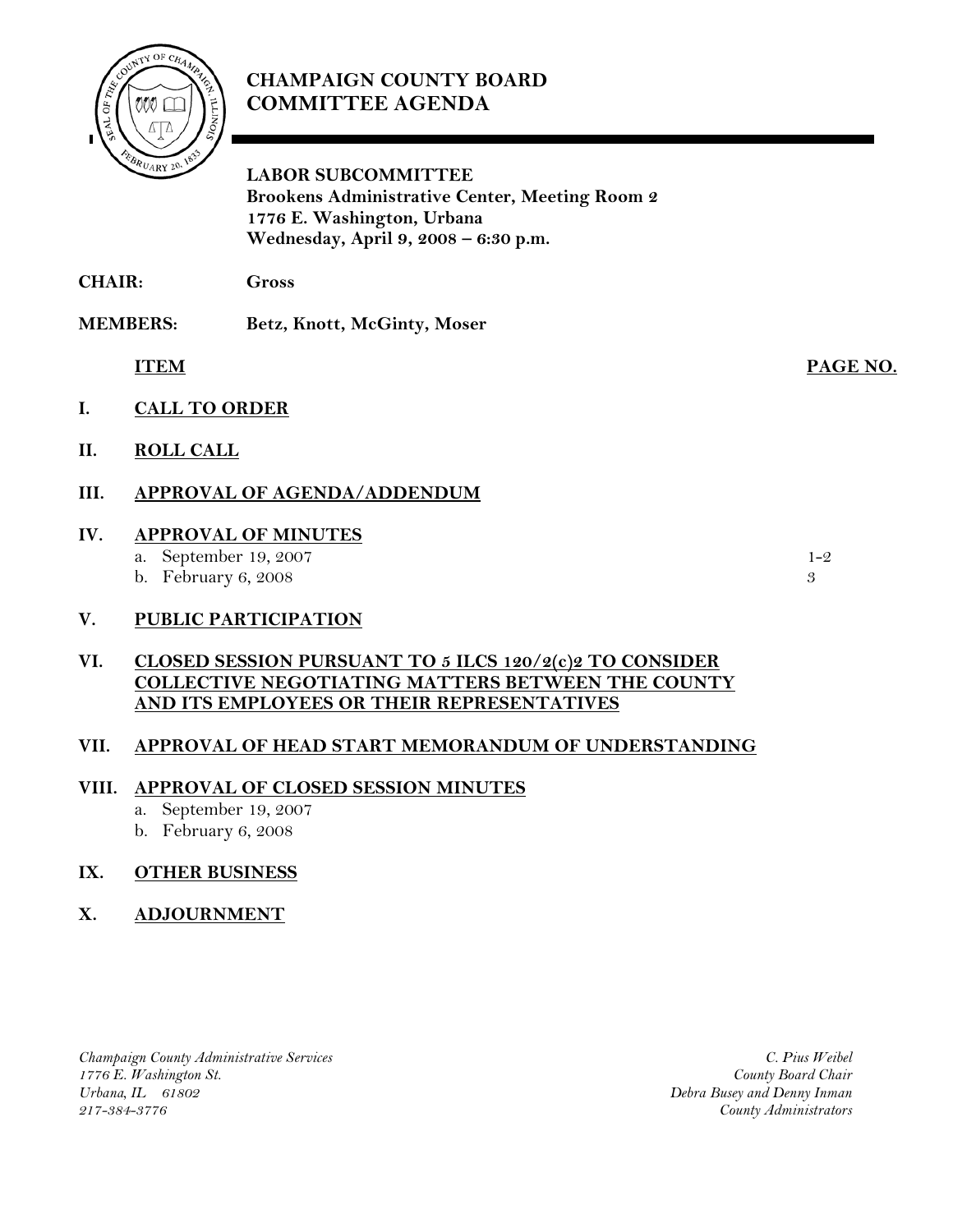# CHAMPAIGN COUNTY BOARD COMMITTEE AGENDA

**LABOR SUBCOMMITTEE**
**Brookens Administrative Center, Meeting Room 2**
**1776 E. Washington, Urbana**
**Wednesday, April 9, 2008 – 6:30 p.m.**

**CHAIR:** **Gross**

**MEMBERS:** **Betz, Knott, McGinty, Moser**

| | ITEM | PAGE NO. |
|---|---|---|
| I. | **CALL TO ORDER** | |
| II. | **ROLL CALL** | |
| III. | **APPROVAL OF AGENDA/ADDENDUM** | |
| IV. | **APPROVAL OF MINUTES** | |
| | a. September 19, 2007 | 1-2 |
| | b. February 6, 2008 | 3 |
| V. | **PUBLIC PARTICIPATION** | |
| VI. | **CLOSED SESSION PURSUANT TO 5 ILCS 120/2(c)2 TO CONSIDER COLLECTIVE NEGOTIATING MATTERS BETWEEN THE COUNTY AND ITS EMPLOYEES OR THEIR REPRESENTATIVES** | |
| VII. | **APPROVAL OF HEAD START MEMORANDUM OF UNDERSTANDING** | |
| VIII. | **APPROVAL OF CLOSED SESSION MINUTES** | |
| | a. September 19, 2007 | |
| | b. February 6, 2008 | |
| IX. | **OTHER BUSINESS** | |
| X. | **ADJOURNMENT** | |

*Champaign County Administrative Services*
*1776 E. Washington St.*
*Urbana, IL 61802*
*217-384-3776*

*C. Pius Weibel*
*County Board Chair*
*Debra Busey and Denny Inman*
*County Administrators*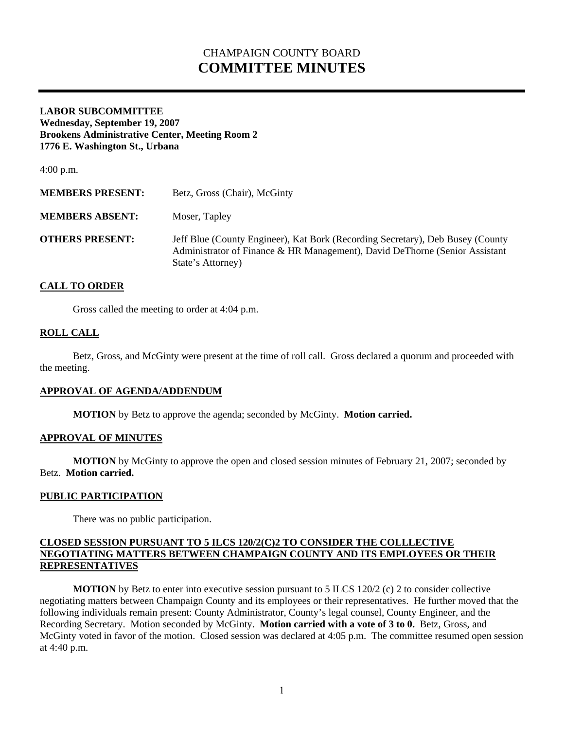# CHAMPAIGN COUNTY BOARD
# **COMMITTEE MINUTES**

**LABOR SUBCOMMITTEE**
**Wednesday, September 19, 2007**
**Brookens Administrative Center, Meeting Room 2**
**1776 E. Washington St., Urbana**

4:00 p.m.

**MEMBERS PRESENT:** Betz, Gross (Chair), McGinty

**MEMBERS ABSENT:** Moser, Tapley

**OTHERS PRESENT:** Jeff Blue (County Engineer), Kat Bork (Recording Secretary), Deb Busey (County Administrator of Finance & HR Management), David DeThorne (Senior Assistant State's Attorney)

## CALL TO ORDER

Gross called the meeting to order at 4:04 p.m.

## ROLL CALL

Betz, Gross, and McGinty were present at the time of roll call. Gross declared a quorum and proceeded with the meeting.

## APPROVAL OF AGENDA/ADDENDUM

**MOTION** by Betz to approve the agenda; seconded by McGinty. **Motion carried.**

## APPROVAL OF MINUTES

**MOTION** by McGinty to approve the open and closed session minutes of February 21, 2007; seconded by Betz. **Motion carried.**

## PUBLIC PARTICIPATION

There was no public participation.

## CLOSED SESSION PURSUANT TO 5 ILCS 120/2(C)2 TO CONSIDER THE COLLLECTIVE NEGOTIATING MATTERS BETWEEN CHAMPAIGN COUNTY AND ITS EMPLOYEES OR THEIR REPRESENTATIVES

**MOTION** by Betz to enter into executive session pursuant to 5 ILCS 120/2 (c) 2 to consider collective negotiating matters between Champaign County and its employees or their representatives. He further moved that the following individuals remain present: County Administrator, County's legal counsel, County Engineer, and the Recording Secretary. Motion seconded by McGinty. **Motion carried with a vote of 3 to 0.** Betz, Gross, and McGinty voted in favor of the motion. Closed session was declared at 4:05 p.m. The committee resumed open session at 4:40 p.m.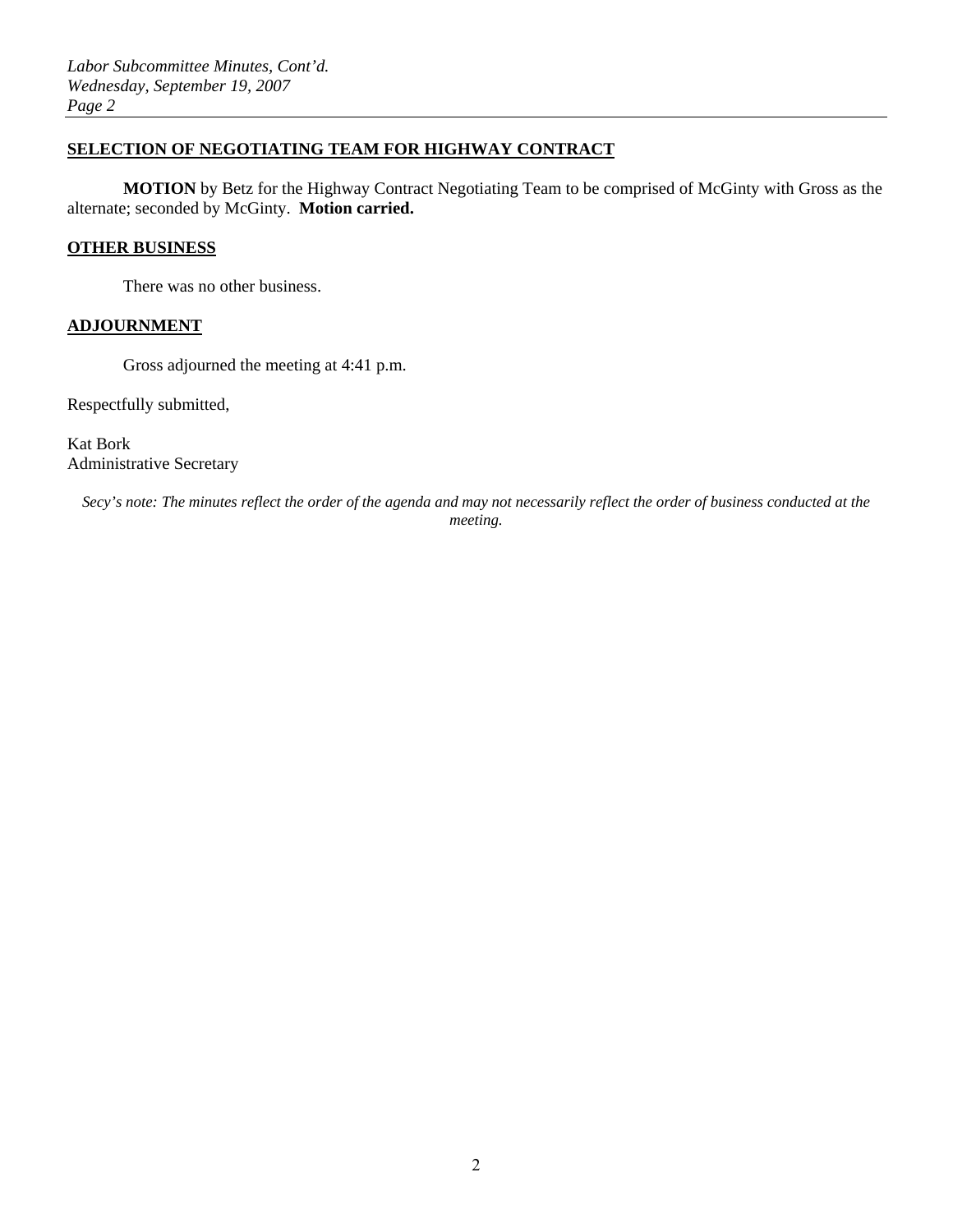## SELECTION OF NEGOTIATING TEAM FOR HIGHWAY CONTRACT

**MOTION** by Betz for the Highway Contract Negotiating Team to be comprised of McGinty with Gross as the alternate; seconded by McGinty. **Motion carried.**

## OTHER BUSINESS

There was no other business.

## ADJOURNMENT

Gross adjourned the meeting at 4:41 p.m.

Respectfully submitted,

Kat Bork
Administrative Secretary

*Secy's note: The minutes reflect the order of the agenda and may not necessarily reflect the order of business conducted at the meeting.*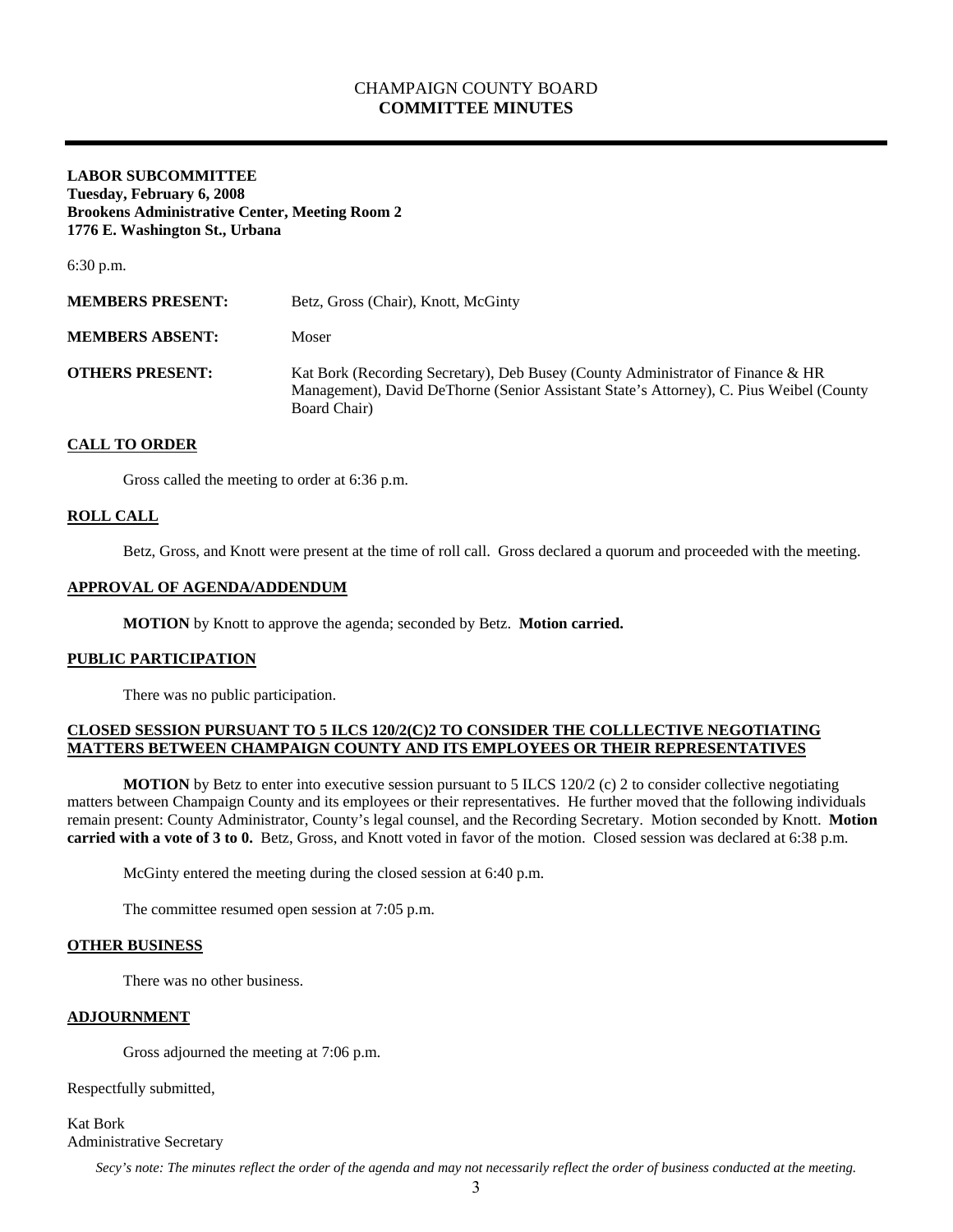CHAMPAIGN COUNTY BOARD
**COMMITTEE MINUTES**

---

**LABOR SUBCOMMITTEE**
**Tuesday, February 6, 2008**
**Brookens Administrative Center, Meeting Room 2**
**1776 E. Washington St., Urbana**

6:30 p.m.

| | |
|---|---|
| **MEMBERS PRESENT:** | Betz, Gross (Chair), Knott, McGinty |
| **MEMBERS ABSENT:** | Moser |
| **OTHERS PRESENT:** | Kat Bork (Recording Secretary), Deb Busey (County Administrator of Finance & HR Management), David DeThorne (Senior Assistant State's Attorney), C. Pius Weibel (County Board Chair) |

## CALL TO ORDER

Gross called the meeting to order at 6:36 p.m.

## ROLL CALL

Betz, Gross, and Knott were present at the time of roll call. Gross declared a quorum and proceeded with the meeting.

## APPROVAL OF AGENDA/ADDENDUM

**MOTION** by Knott to approve the agenda; seconded by Betz. **Motion carried.**

## PUBLIC PARTICIPATION

There was no public participation.

## CLOSED SESSION PURSUANT TO 5 ILCS 120/2(C)2 TO CONSIDER THE COLLLECTIVE NEGOTIATING MATTERS BETWEEN CHAMPAIGN COUNTY AND ITS EMPLOYEES OR THEIR REPRESENTATIVES

**MOTION** by Betz to enter into executive session pursuant to 5 ILCS 120/2 (c) 2 to consider collective negotiating matters between Champaign County and its employees or their representatives. He further moved that the following individuals remain present: County Administrator, County's legal counsel, and the Recording Secretary. Motion seconded by Knott. **Motion carried with a vote of 3 to 0.** Betz, Gross, and Knott voted in favor of the motion. Closed session was declared at 6:38 p.m.

McGinty entered the meeting during the closed session at 6:40 p.m.

The committee resumed open session at 7:05 p.m.

## OTHER BUSINESS

There was no other business.

## ADJOURNMENT

Gross adjourned the meeting at 7:06 p.m.

Respectfully submitted,

Kat Bork
Administrative Secretary

*Secy's note: The minutes reflect the order of the agenda and may not necessarily reflect the order of business conducted at the meeting.*